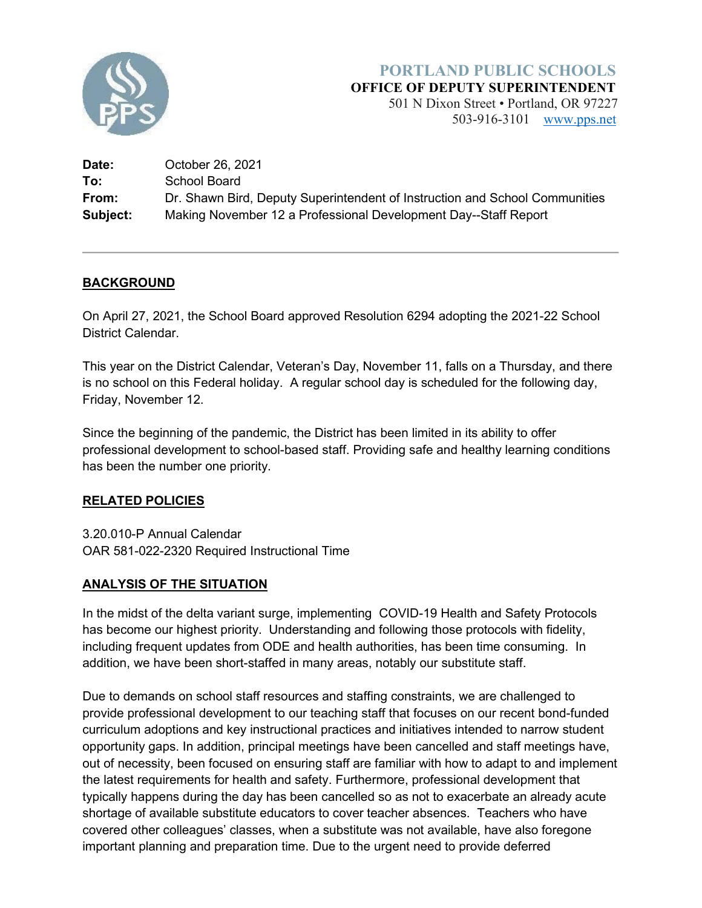**PORTLAND PUBLIC SCHOOLS**
**OFFICE OF DEPUTY SUPERINTENDENT**
501 N Dixon Street • Portland, OR 97227
503-916-3101 www.pps.net

**Date:** October 26, 2021
**To:** School Board
**From:** Dr. Shawn Bird, Deputy Superintendent of Instruction and School Communities
**Subject:** Making November 12 a Professional Development Day--Staff Report

---

## BACKGROUND

On April 27, 2021, the School Board approved Resolution 6294 adopting the 2021-22 School District Calendar.

This year on the District Calendar, Veteran's Day, November 11, falls on a Thursday, and there is no school on this Federal holiday. A regular school day is scheduled for the following day, Friday, November 12.

Since the beginning of the pandemic, the District has been limited in its ability to offer professional development to school-based staff. Providing safe and healthy learning conditions has been the number one priority.

## RELATED POLICIES

3.20.010-P Annual Calendar
OAR 581-022-2320 Required Instructional Time

## ANALYSIS OF THE SITUATION

In the midst of the delta variant surge, implementing COVID-19 Health and Safety Protocols has become our highest priority. Understanding and following those protocols with fidelity, including frequent updates from ODE and health authorities, has been time consuming. In addition, we have been short-staffed in many areas, notably our substitute staff.

Due to demands on school staff resources and staffing constraints, we are challenged to provide professional development to our teaching staff that focuses on our recent bond-funded curriculum adoptions and key instructional practices and initiatives intended to narrow student opportunity gaps. In addition, principal meetings have been cancelled and staff meetings have, out of necessity, been focused on ensuring staff are familiar with how to adapt to and implement the latest requirements for health and safety. Furthermore, professional development that typically happens during the day has been cancelled so as not to exacerbate an already acute shortage of available substitute educators to cover teacher absences. Teachers who have covered other colleagues' classes, when a substitute was not available, have also foregone important planning and preparation time. Due to the urgent need to provide deferred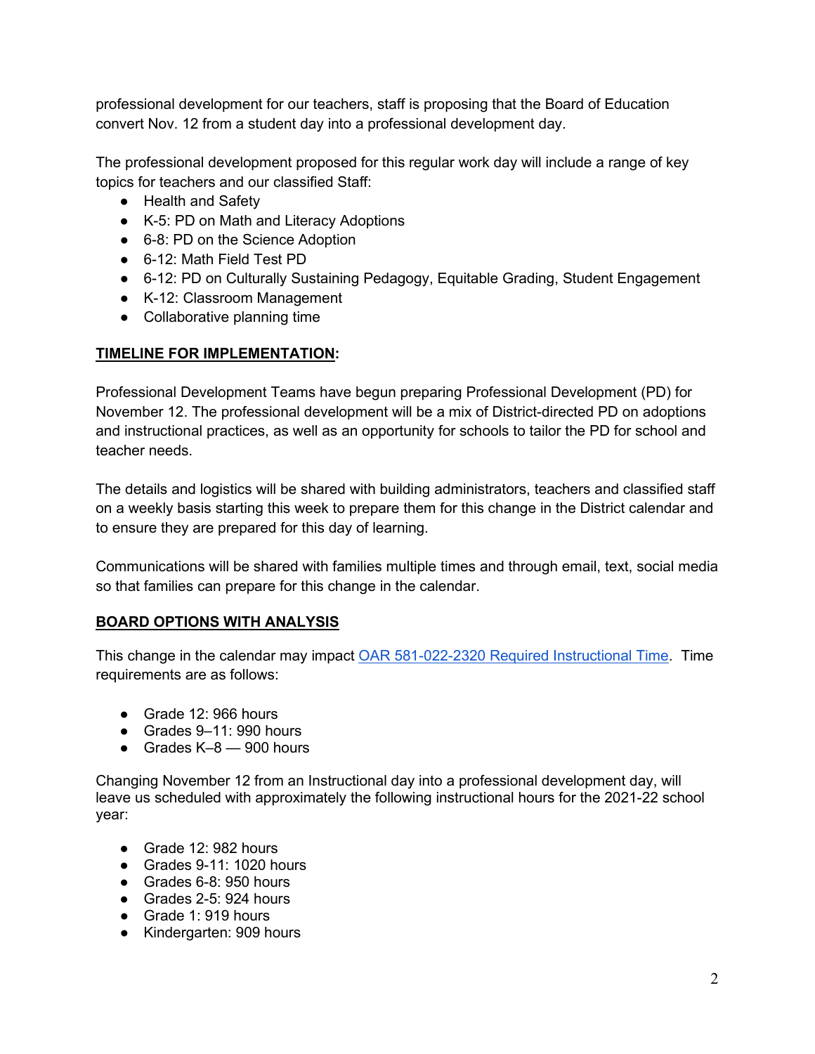professional development for our teachers, staff is proposing that the Board of Education convert Nov. 12 from a student day into a professional development day.

The professional development proposed for this regular work day will include a range of key topics for teachers and our classified Staff:

- Health and Safety
- K-5: PD on Math and Literacy Adoptions
- 6-8: PD on the Science Adoption
- 6-12: Math Field Test PD
- 6-12: PD on Culturally Sustaining Pedagogy, Equitable Grading, Student Engagement
- K-12: Classroom Management
- Collaborative planning time

**TIMELINE FOR IMPLEMENTATION:**

Professional Development Teams have begun preparing Professional Development (PD) for November 12. The professional development will be a mix of District-directed PD on adoptions and instructional practices, as well as an opportunity for schools to tailor the PD for school and teacher needs.

The details and logistics will be shared with building administrators, teachers and classified staff on a weekly basis starting this week to prepare them for this change in the District calendar and to ensure they are prepared for this day of learning.

Communications will be shared with families multiple times and through email, text, social media so that families can prepare for this change in the calendar.

**BOARD OPTIONS WITH ANALYSIS**

This change in the calendar may impact [OAR 581-022-2320 Required Instructional Time](). Time requirements are as follows:

- Grade 12: 966 hours
- Grades 9–11: 990 hours
- Grades K–8 — 900 hours

Changing November 12 from an Instructional day into a professional development day, will leave us scheduled with approximately the following instructional hours for the 2021-22 school year:

- Grade 12: 982 hours
- Grades 9-11: 1020 hours
- Grades 6-8: 950 hours
- Grades 2-5: 924 hours
- Grade 1: 919 hours
- Kindergarten: 909 hours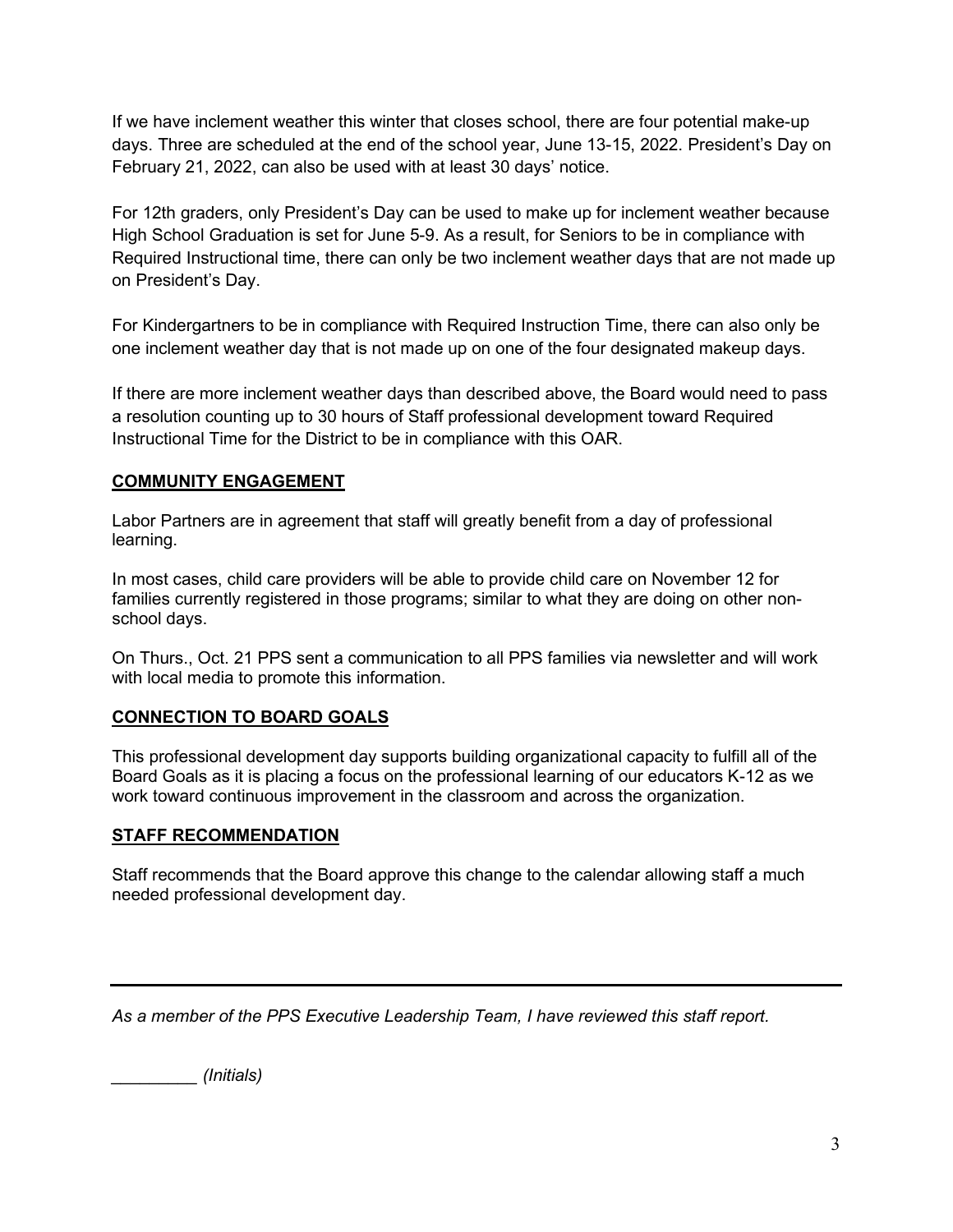If we have inclement weather this winter that closes school, there are four potential make-up days. Three are scheduled at the end of the school year, June 13-15, 2022. President's Day on February 21, 2022, can also be used with at least 30 days' notice.

For 12th graders, only President's Day can be used to make up for inclement weather because High School Graduation is set for June 5-9. As a result, for Seniors to be in compliance with Required Instructional time, there can only be two inclement weather days that are not made up on President's Day.

For Kindergartners to be in compliance with Required Instruction Time, there can also only be one inclement weather day that is not made up on one of the four designated makeup days.

If there are more inclement weather days than described above, the Board would need to pass a resolution counting up to 30 hours of Staff professional development toward Required Instructional Time for the District to be in compliance with this OAR.

## **COMMUNITY ENGAGEMENT**

Labor Partners are in agreement that staff will greatly benefit from a day of professional learning.

In most cases, child care providers will be able to provide child care on November 12 for families currently registered in those programs; similar to what they are doing on other non-school days.

On Thurs., Oct. 21 PPS sent a communication to all PPS families via newsletter and will work with local media to promote this information.

## **CONNECTION TO BOARD GOALS**

This professional development day supports building organizational capacity to fulfill all of the Board Goals as it is placing a focus on the professional learning of our educators K-12 as we work toward continuous improvement in the classroom and across the organization.

## **STAFF RECOMMENDATION**

Staff recommends that the Board approve this change to the calendar allowing staff a much needed professional development day.

---

*As a member of the PPS Executive Leadership Team, I have reviewed this staff report.*

_________ *(Initials)*